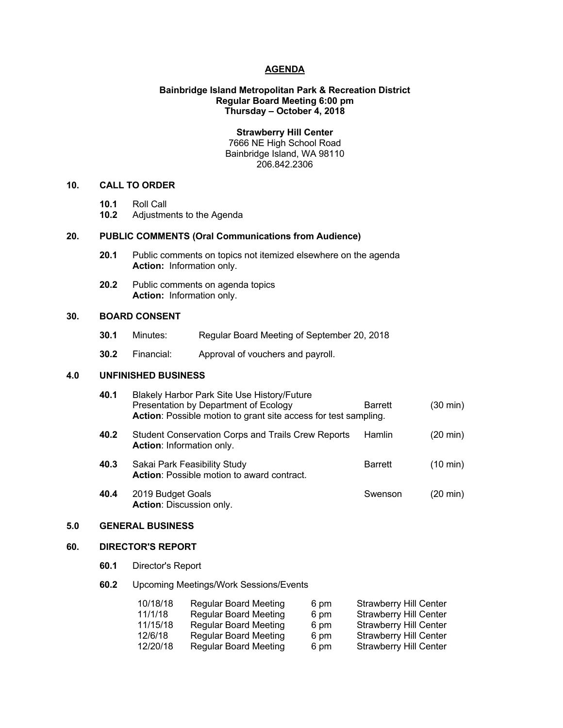# AGENDA

**Bainbridge Island Metropolitan Park & Recreation District**
**Regular Board Meeting 6:00 pm**
**Thursday – October 4, 2018**

**Strawberry Hill Center**
7666 NE High School Road
Bainbridge Island, WA 98110
206.842.2306

## 10. CALL TO ORDER

- **10.1** Roll Call
- **10.2** Adjustments to the Agenda

## 20. PUBLIC COMMENTS (Oral Communications from Audience)

- **20.1** Public comments on topics not itemized elsewhere on the agenda
  **Action:** Information only.
- **20.2** Public comments on agenda topics
  **Action:** Information only.

## 30. BOARD CONSENT

- **30.1** Minutes: Regular Board Meeting of September 20, 2018
- **30.2** Financial: Approval of vouchers and payroll.

## 4.0 UNFINISHED BUSINESS

- **40.1** Blakely Harbor Park Site Use History/Future
  Presentation by Department of Ecology — Barrett (30 min)
  **Action**: Possible motion to grant site access for test sampling.
- **40.2** Student Conservation Corps and Trails Crew Reports — Hamlin (20 min)
  **Action**: Information only.
- **40.3** Sakai Park Feasibility Study — Barrett (10 min)
  **Action**: Possible motion to award contract.
- **40.4** 2019 Budget Goals — Swenson (20 min)
  **Action**: Discussion only.

## 5.0 GENERAL BUSINESS

## 60. DIRECTOR'S REPORT

- **60.1** Director's Report
- **60.2** Upcoming Meetings/Work Sessions/Events

| | | | |
|---|---|---|---|
| 10/18/18 | Regular Board Meeting | 6 pm | Strawberry Hill Center |
| 11/1/18 | Regular Board Meeting | 6 pm | Strawberry Hill Center |
| 11/15/18 | Regular Board Meeting | 6 pm | Strawberry Hill Center |
| 12/6/18 | Regular Board Meeting | 6 pm | Strawberry Hill Center |
| 12/20/18 | Regular Board Meeting | 6 pm | Strawberry Hill Center |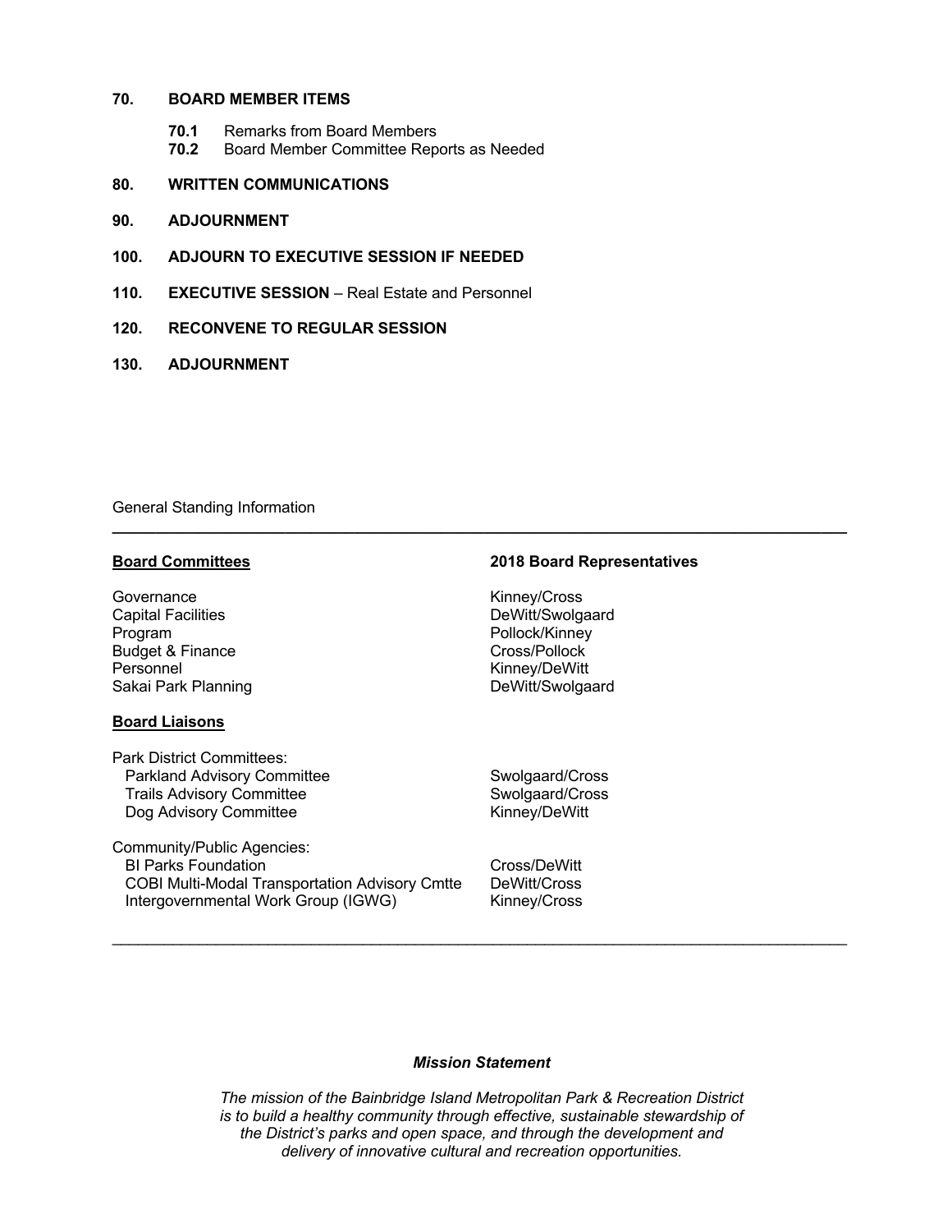**70. BOARD MEMBER ITEMS**

- **70.1** Remarks from Board Members
- **70.2** Board Member Committee Reports as Needed

**80. WRITTEN COMMUNICATIONS**

**90. ADJOURNMENT**

**100. ADJOURN TO EXECUTIVE SESSION IF NEEDED**

**110. EXECUTIVE SESSION** – Real Estate and Personnel

**120. RECONVENE TO REGULAR SESSION**

**130. ADJOURNMENT**

General Standing Information

---

| **Board Committees** | **2018 Board Representatives** |
|---|---|
| Governance | Kinney/Cross |
| Capital Facilities | DeWitt/Swolgaard |
| Program | Pollock/Kinney |
| Budget & Finance | Cross/Pollock |
| Personnel | Kinney/DeWitt |
| Sakai Park Planning | DeWitt/Swolgaard |

**Board Liaisons**

| | |
|---|---|
| Park District Committees: | |
| Parkland Advisory Committee | Swolgaard/Cross |
| Trails Advisory Committee | Swolgaard/Cross |
| Dog Advisory Committee | Kinney/DeWitt |
| Community/Public Agencies: | |
| BI Parks Foundation | Cross/DeWitt |
| COBI Multi-Modal Transportation Advisory Cmtte | DeWitt/Cross |
| Intergovernmental Work Group (IGWG) | Kinney/Cross |

---

***Mission Statement***

*The mission of the Bainbridge Island Metropolitan Park & Recreation District is to build a healthy community through effective, sustainable stewardship of the District's parks and open space, and through the development and delivery of innovative cultural and recreation opportunities.*